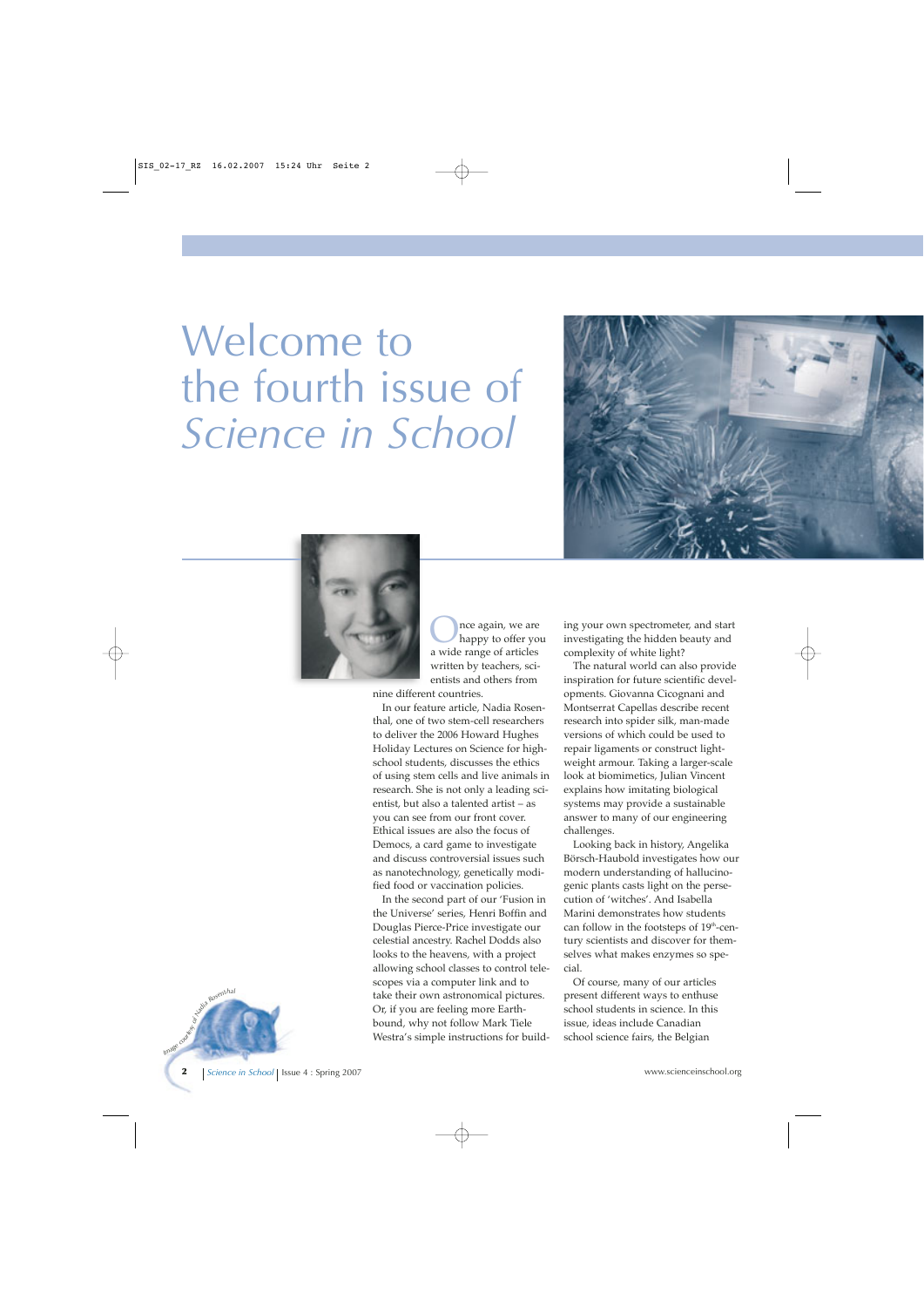# Welcome to the fourth issue of *Science in School*

Once again, we are happy to offer you a wide range of articles written by teachers, scientists and others from nine different countries.

In our feature article, Nadia Rosenthal, one of two stem-cell researchers to deliver the 2006 Howard Hughes Holiday Lectures on Science for high-school students, discusses the ethics of using stem cells and live animals in research. She is not only a leading scientist, but also a talented artist – as you can see from our front cover. Ethical issues are also the focus of Democs, a card game to investigate and discuss controversial issues such as nanotechnology, genetically modified food or vaccination policies.

In the second part of our 'Fusion in the Universe' series, Henri Boffin and Douglas Pierce-Price investigate our celestial ancestry. Rachel Dodds also looks to the heavens, with a project allowing school classes to control telescopes via a computer link and to take their own astronomical pictures. Or, if you are feeling more Earth-bound, why not follow Mark Tiele Westra's simple instructions for building your own spectrometer, and start investigating the hidden beauty and complexity of white light?

The natural world can also provide inspiration for future scientific developments. Giovanna Cicognani and Montserrat Capellas describe recent research into spider silk, man-made versions of which could be used to repair ligaments or construct lightweight armour. Taking a larger-scale look at biomimetics, Julian Vincent explains how imitating biological systems may provide a sustainable answer to many of our engineering challenges.

Looking back in history, Angelika Börsch-Haubold investigates how our modern understanding of hallucinogenic plants casts light on the persecution of 'witches'. And Isabella Marini demonstrates how students can follow in the footsteps of 19th-century scientists and discover for themselves what makes enzymes so special.

Of course, many of our articles present different ways to enthuse school students in science. In this issue, ideas include Canadian school science fairs, the Belgian

Image courtesy of Nadia Rosenthal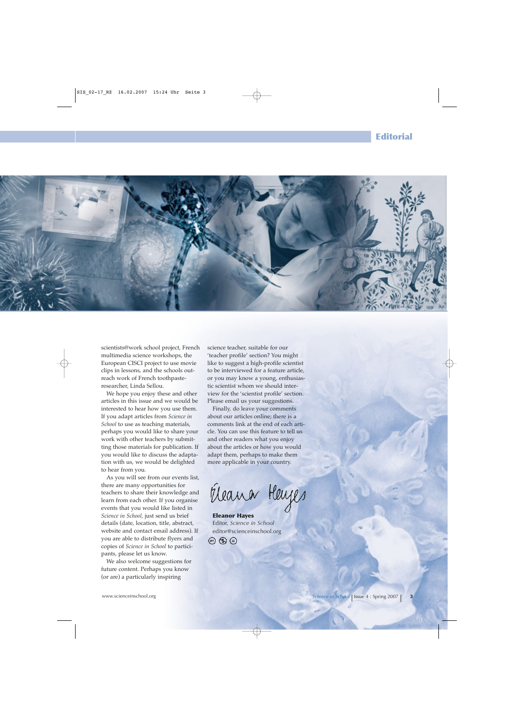scientists@work school project, French multimedia science workshops, the European CISCI project to use movie clips in lessons, and the schools outreach work of French toothpaste-researcher, Linda Sellou.

We hope you enjoy these and other articles in this issue and we would be interested to hear how you use them. If you adapt articles from *Science in School* to use as teaching materials, perhaps you would like to share your work with other teachers by submitting those materials for publication. If you would like to discuss the adaptation with us, we would be delighted to hear from you.

As you will see from our events list, there are many opportunities for teachers to share their knowledge and learn from each other. If you organise events that you would like listed in *Science in School*, just send us brief details (date, location, title, abstract, website and contact email address). If you are able to distribute flyers and copies of *Science in School* to participants, please let us know.

We also welcome suggestions for future content. Perhaps you know (or are) a particularly inspiring science teacher, suitable for our 'teacher profile' section? You might like to suggest a high-profile scientist to be interviewed for a feature article, or you may know a young, enthusiastic scientist whom we should interview for the 'scientist profile' section. Please email us your suggestions.

Finally, do leave your comments about our articles online; there is a comments link at the end of each article. You can use this feature to tell us and other readers what you enjoy about the articles or how you would adapt them, perhaps to make them more applicable in your country.

Eleanor Hayes

**Eleanor Hayes**
Editor, *Science in School*
editor@scienceinschool.org